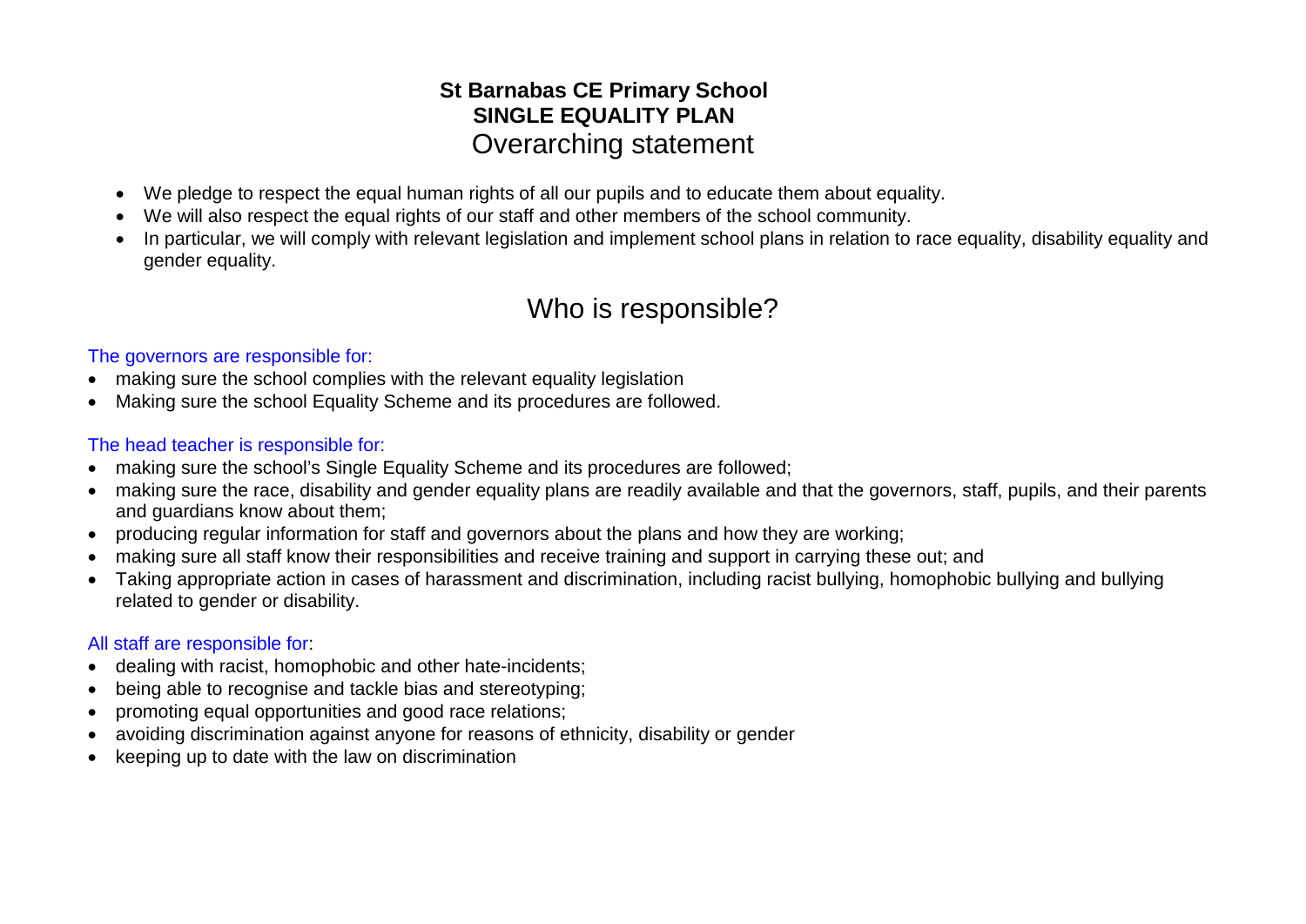# St Barnabas CE Primary School
# SINGLE EQUALITY PLAN

## Overarching statement

- We pledge to respect the equal human rights of all our pupils and to educate them about equality.
- We will also respect the equal rights of our staff and other members of the school community.
- In particular, we will comply with relevant legislation and implement school plans in relation to race equality, disability equality and gender equality.

## Who is responsible?

### The governors are responsible for:

- making sure the school complies with the relevant equality legislation
- Making sure the school Equality Scheme and its procedures are followed.

### The head teacher is responsible for:

- making sure the school's Single Equality Scheme and its procedures are followed;
- making sure the race, disability and gender equality plans are readily available and that the governors, staff, pupils, and their parents and guardians know about them;
- producing regular information for staff and governors about the plans and how they are working;
- making sure all staff know their responsibilities and receive training and support in carrying these out; and
- Taking appropriate action in cases of harassment and discrimination, including racist bullying, homophobic bullying and bullying related to gender or disability.

### All staff are responsible for:

- dealing with racist, homophobic and other hate-incidents;
- being able to recognise and tackle bias and stereotyping;
- promoting equal opportunities and good race relations;
- avoiding discrimination against anyone for reasons of ethnicity, disability or gender
- keeping up to date with the law on discrimination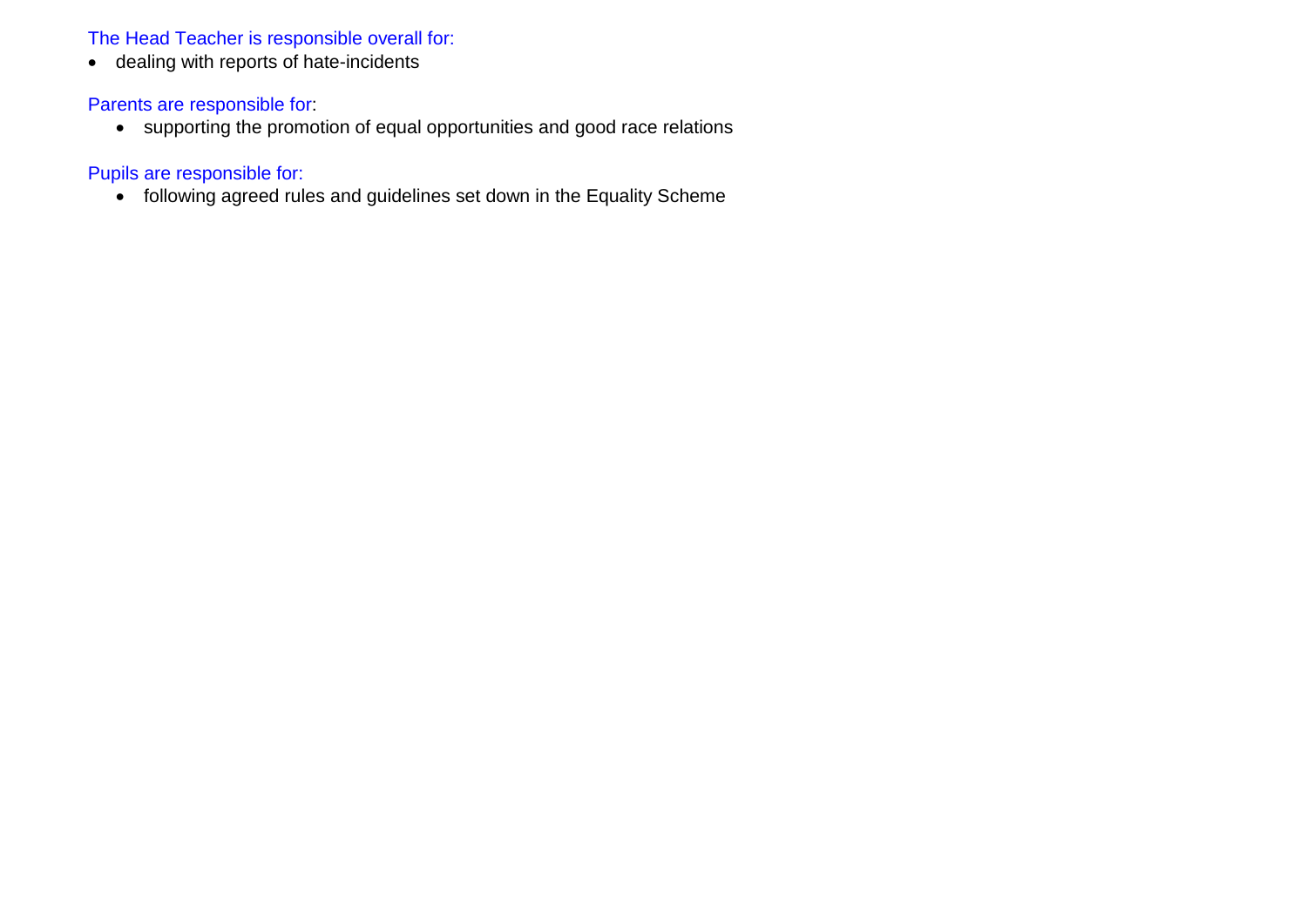The Head Teacher is responsible overall for:

- dealing with reports of hate-incidents

Parents are responsible for:

- supporting the promotion of equal opportunities and good race relations

Pupils are responsible for:

- following agreed rules and guidelines set down in the Equality Scheme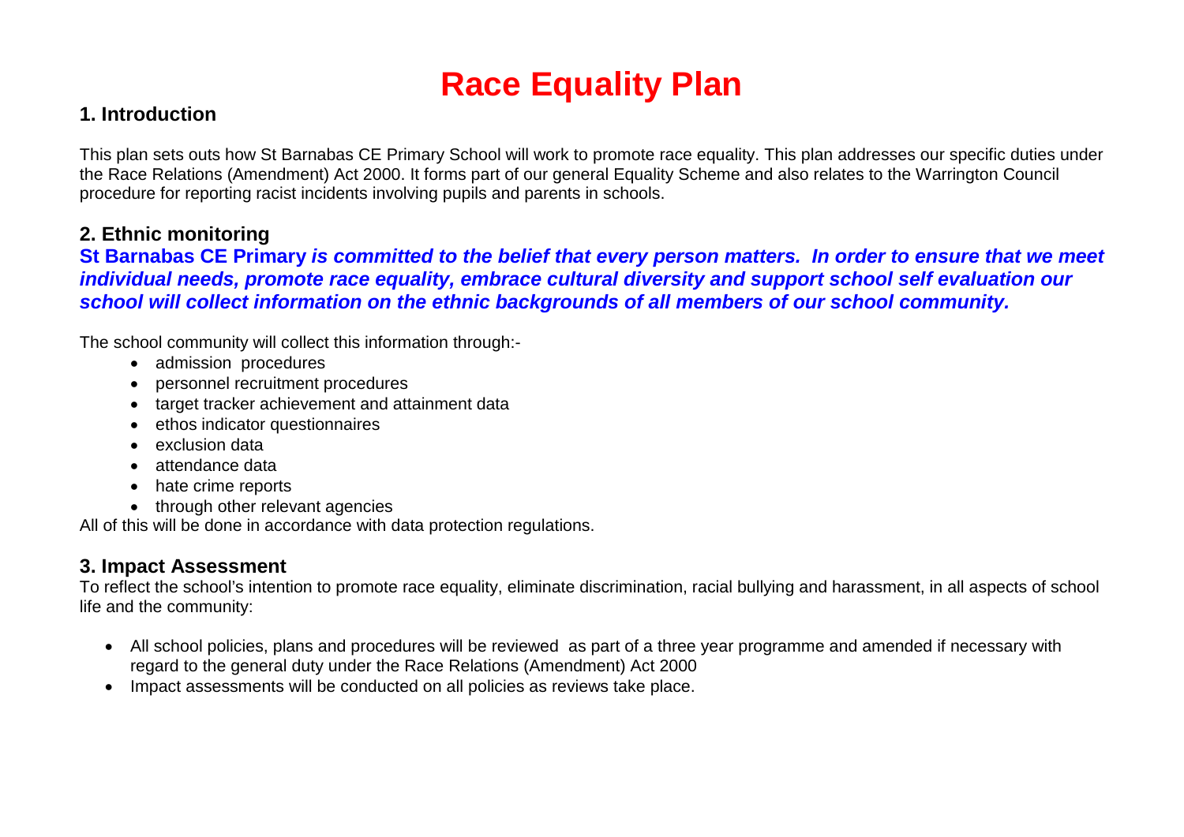# Race Equality Plan

## 1. Introduction

This plan sets outs how St Barnabas CE Primary School will work to promote race equality. This plan addresses our specific duties under the Race Relations (Amendment) Act 2000. It forms part of our general Equality Scheme and also relates to the Warrington Council procedure for reporting racist incidents involving pupils and parents in schools.

## 2. Ethnic monitoring

**St Barnabas CE Primary *is committed to the belief that every person matters. In order to ensure that we meet individual needs, promote race equality, embrace cultural diversity and support school self evaluation our school will collect information on the ethnic backgrounds of all members of our school community.***

The school community will collect this information through:-

- admission procedures
- personnel recruitment procedures
- target tracker achievement and attainment data
- ethos indicator questionnaires
- exclusion data
- attendance data
- hate crime reports
- through other relevant agencies

All of this will be done in accordance with data protection regulations.

## 3. Impact Assessment

To reflect the school's intention to promote race equality, eliminate discrimination, racial bullying and harassment, in all aspects of school life and the community:

- All school policies, plans and procedures will be reviewed as part of a three year programme and amended if necessary with regard to the general duty under the Race Relations (Amendment) Act 2000
- Impact assessments will be conducted on all policies as reviews take place.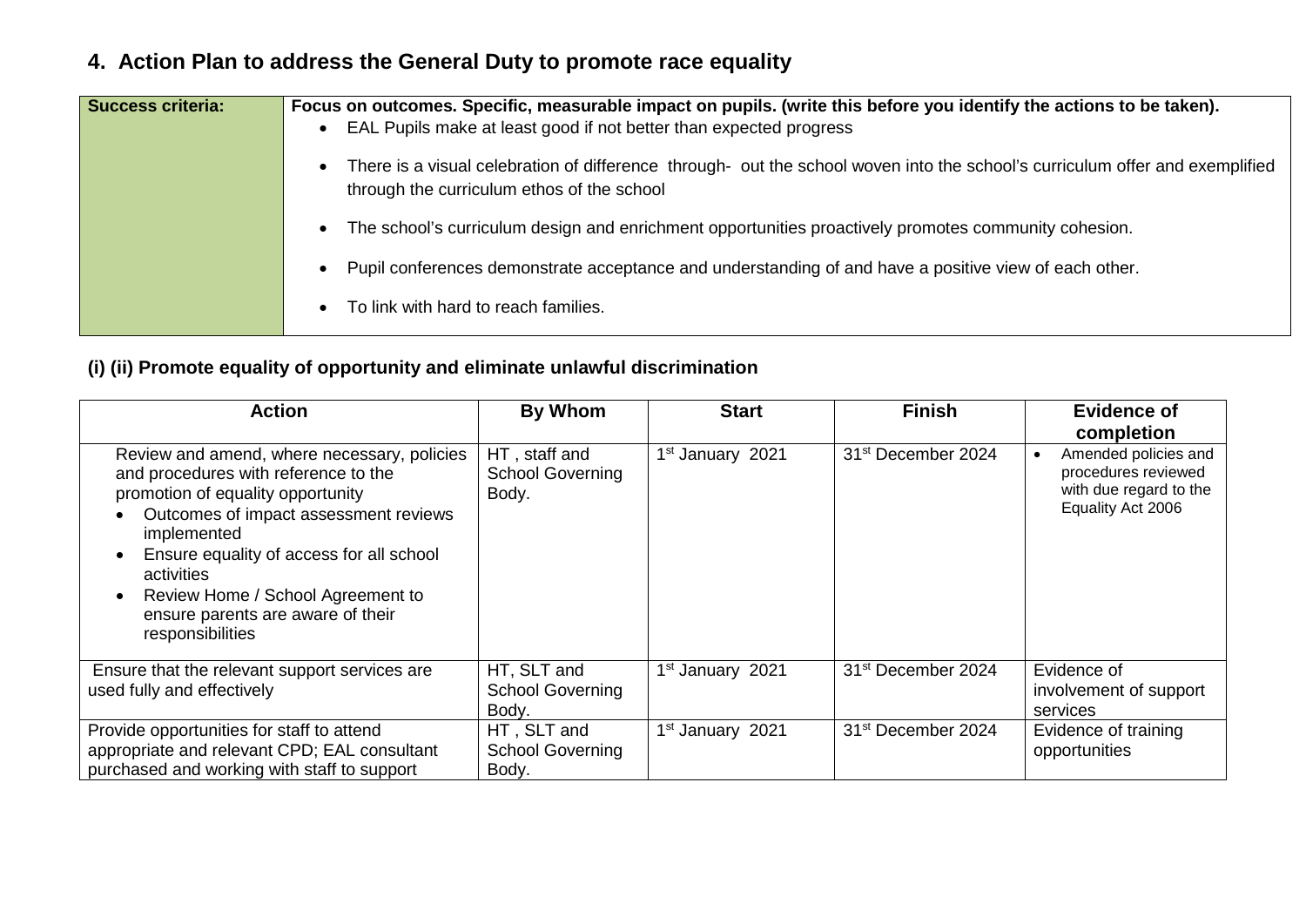## 4. Action Plan to address the General Duty to promote race equality

| Success criteria: | Focus on outcomes. Specific, measurable impact on pupils. (write this before you identify the actions to be taken). |
|---|---|
| | • EAL Pupils make at least good if not better than expected progress<br>• There is a visual celebration of difference through- out the school woven into the school's curriculum offer and exemplified through the curriculum ethos of the school<br>• The school's curriculum design and enrichment opportunities proactively promotes community cohesion.<br>• Pupil conferences demonstrate acceptance and understanding of and have a positive view of each other.<br>• To link with hard to reach families. |

### (i) (ii) Promote equality of opportunity and eliminate unlawful discrimination

| Action | By Whom | Start | Finish | Evidence of completion |
|---|---|---|---|---|
| Review and amend, where necessary, policies and procedures with reference to the promotion of equality opportunity<br>• Outcomes of impact assessment reviews implemented<br>• Ensure equality of access for all school activities<br>• Review Home / School Agreement to ensure parents are aware of their responsibilities | HT , staff and School Governing Body. | 1st January 2021 | 31st December 2024 | • Amended policies and procedures reviewed with due regard to the Equality Act 2006 |
| Ensure that the relevant support services are used fully and effectively | HT, SLT and School Governing Body. | 1st January 2021 | 31st December 2024 | Evidence of involvement of support services |
| Provide opportunities for staff to attend appropriate and relevant CPD; EAL consultant purchased and working with staff to support | HT , SLT and School Governing Body. | 1st January 2021 | 31st December 2024 | Evidence of training opportunities |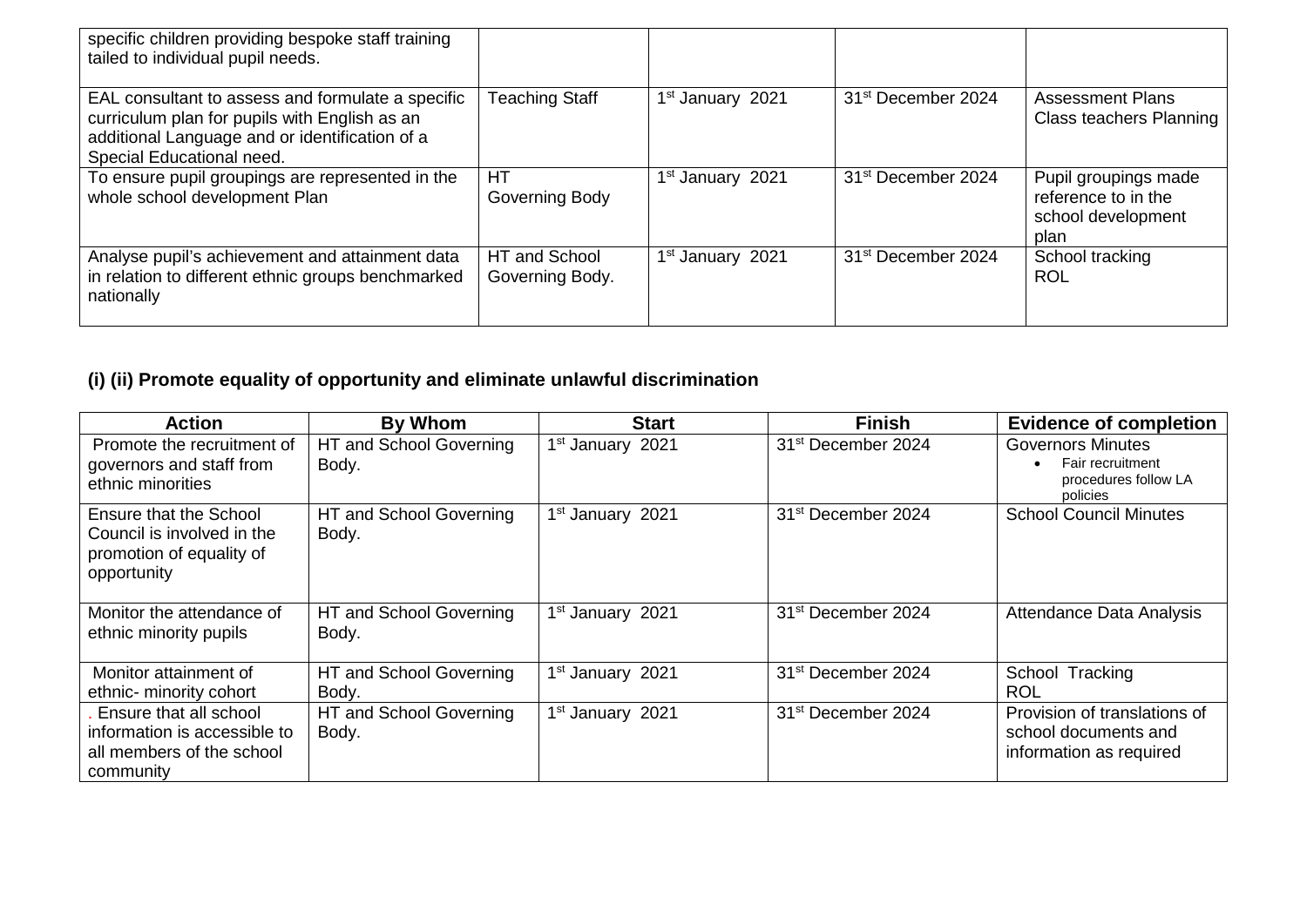| | | | | |
|---|---|---|---|---|
| specific children providing bespoke staff training tailed to individual pupil needs. | | | | |
| EAL consultant to assess and formulate a specific curriculum plan for pupils with English as an additional Language and or identification of a Special Educational need. | Teaching Staff | 1st January 2021 | 31st December 2024 | Assessment Plans<br>Class teachers Planning |
| To ensure pupil groupings are represented in the whole school development Plan | HT<br>Governing Body | 1st January 2021 | 31st December 2024 | Pupil groupings made reference to in the school development plan |
| Analyse pupil's achievement and attainment data in relation to different ethnic groups benchmarked nationally | HT and School Governing Body. | 1st January 2021 | 31st December 2024 | School tracking<br>ROL |

### (i) (ii) Promote equality of opportunity and eliminate unlawful discrimination

| Action | By Whom | Start | Finish | Evidence of completion |
|---|---|---|---|---|
| Promote the recruitment of governors and staff from ethnic minorities | HT and School Governing Body. | 1st January 2021 | 31st December 2024 | Governors Minutes<br>• Fair recruitment procedures follow LA policies |
| Ensure that the School Council is involved in the promotion of equality of opportunity | HT and School Governing Body. | 1st January 2021 | 31st December 2024 | School Council Minutes |
| Monitor the attendance of ethnic minority pupils | HT and School Governing Body. | 1st January 2021 | 31st December 2024 | Attendance Data Analysis |
| Monitor attainment of ethnic- minority cohort | HT and School Governing Body. | 1st January 2021 | 31st December 2024 | School Tracking<br>ROL |
| . Ensure that all school information is accessible to all members of the school community | HT and School Governing Body. | 1st January 2021 | 31st December 2024 | Provision of translations of school documents and information as required |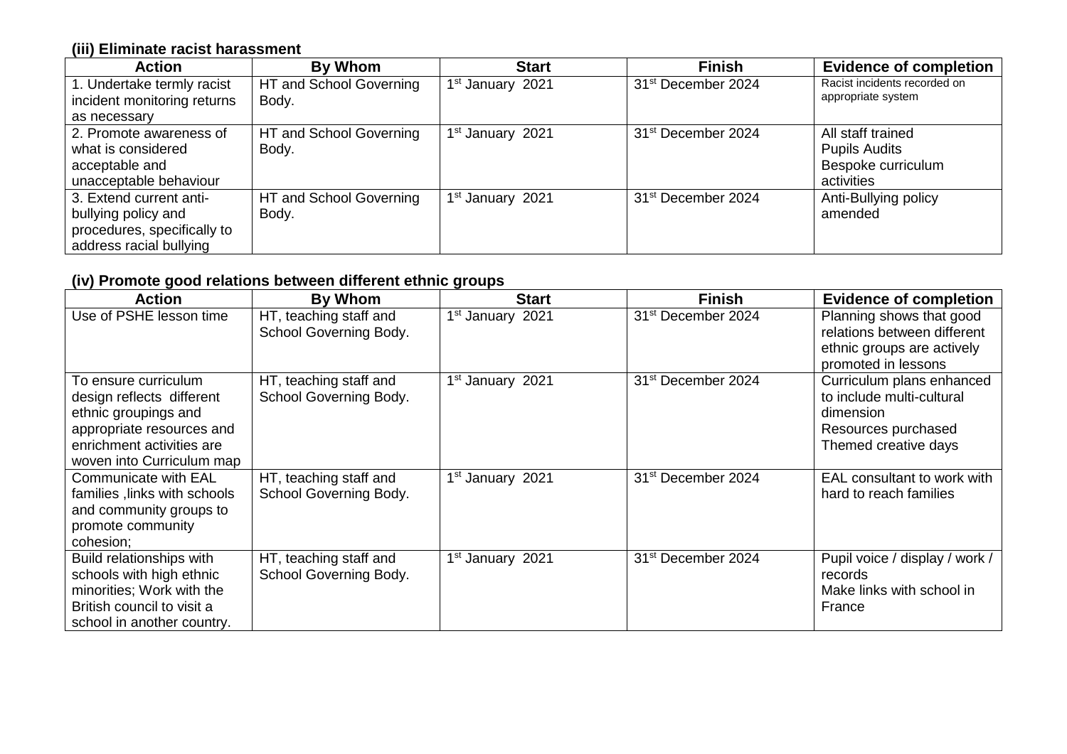### (iii) Eliminate racist harassment

| Action | By Whom | Start | Finish | Evidence of completion |
|---|---|---|---|---|
| 1. Undertake termly racist incident monitoring returns as necessary | HT and School Governing Body. | 1st January 2021 | 31st December 2024 | Racist incidents recorded on appropriate system |
| 2. Promote awareness of what is considered acceptable and unacceptable behaviour | HT and School Governing Body. | 1st January 2021 | 31st December 2024 | All staff trained<br>Pupils Audits<br>Bespoke curriculum activities |
| 3. Extend current anti-bullying policy and procedures, specifically to address racial bullying | HT and School Governing Body. | 1st January 2021 | 31st December 2024 | Anti-Bullying policy amended |

### (iv) Promote good relations between different ethnic groups

| Action | By Whom | Start | Finish | Evidence of completion |
|---|---|---|---|---|
| Use of PSHE lesson time | HT, teaching staff and School Governing Body. | 1st January 2021 | 31st December 2024 | Planning shows that good relations between different ethnic groups are actively promoted in lessons |
| To ensure curriculum design reflects different ethnic groupings and appropriate resources and enrichment activities are woven into Curriculum map | HT, teaching staff and School Governing Body. | 1st January 2021 | 31st December 2024 | Curriculum plans enhanced to include multi-cultural dimension<br>Resources purchased<br>Themed creative days |
| Communicate with EAL families ,links with schools and community groups to promote community cohesion; | HT, teaching staff and School Governing Body. | 1st January 2021 | 31st December 2024 | EAL consultant to work with hard to reach families |
| Build relationships with schools with high ethnic minorities; Work with the British council to visit a school in another country. | HT, teaching staff and School Governing Body. | 1st January 2021 | 31st December 2024 | Pupil voice / display / work / records<br>Make links with school in France |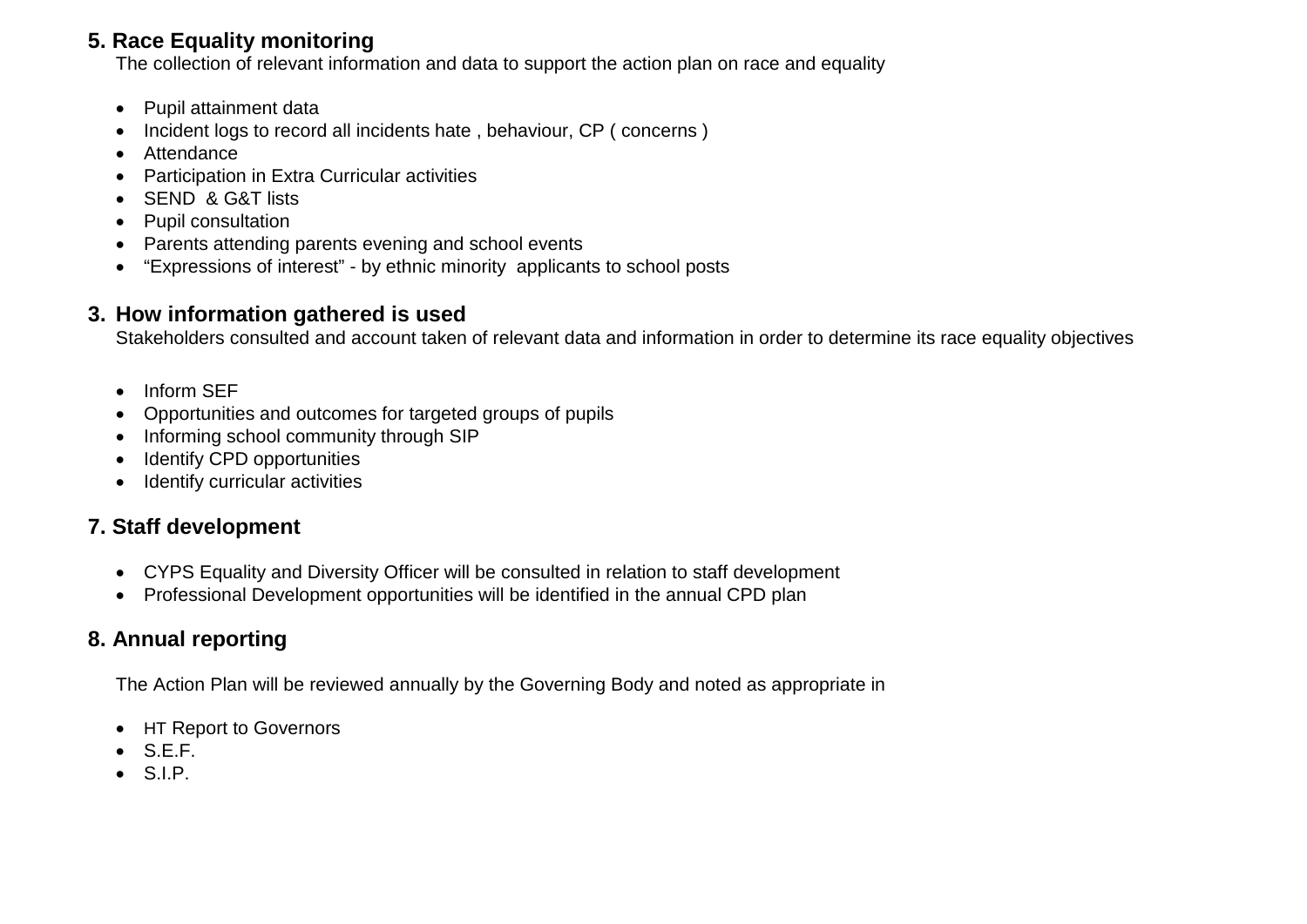## 5. Race Equality monitoring

The collection of relevant information and data to support the action plan on race and equality

- Pupil attainment data
- Incident logs to record all incidents hate , behaviour, CP ( concerns )
- Attendance
- Participation in Extra Curricular activities
- SEND & G&T lists
- Pupil consultation
- Parents attending parents evening and school events
- "Expressions of interest" - by ethnic minority applicants to school posts

## 3. How information gathered is used

Stakeholders consulted and account taken of relevant data and information in order to determine its race equality objectives

- Inform SEF
- Opportunities and outcomes for targeted groups of pupils
- Informing school community through SIP
- Identify CPD opportunities
- Identify curricular activities

## 7. Staff development

- CYPS Equality and Diversity Officer will be consulted in relation to staff development
- Professional Development opportunities will be identified in the annual CPD plan

## 8. Annual reporting

The Action Plan will be reviewed annually by the Governing Body and noted as appropriate in

- HT Report to Governors
- S.E.F.
- S.I.P.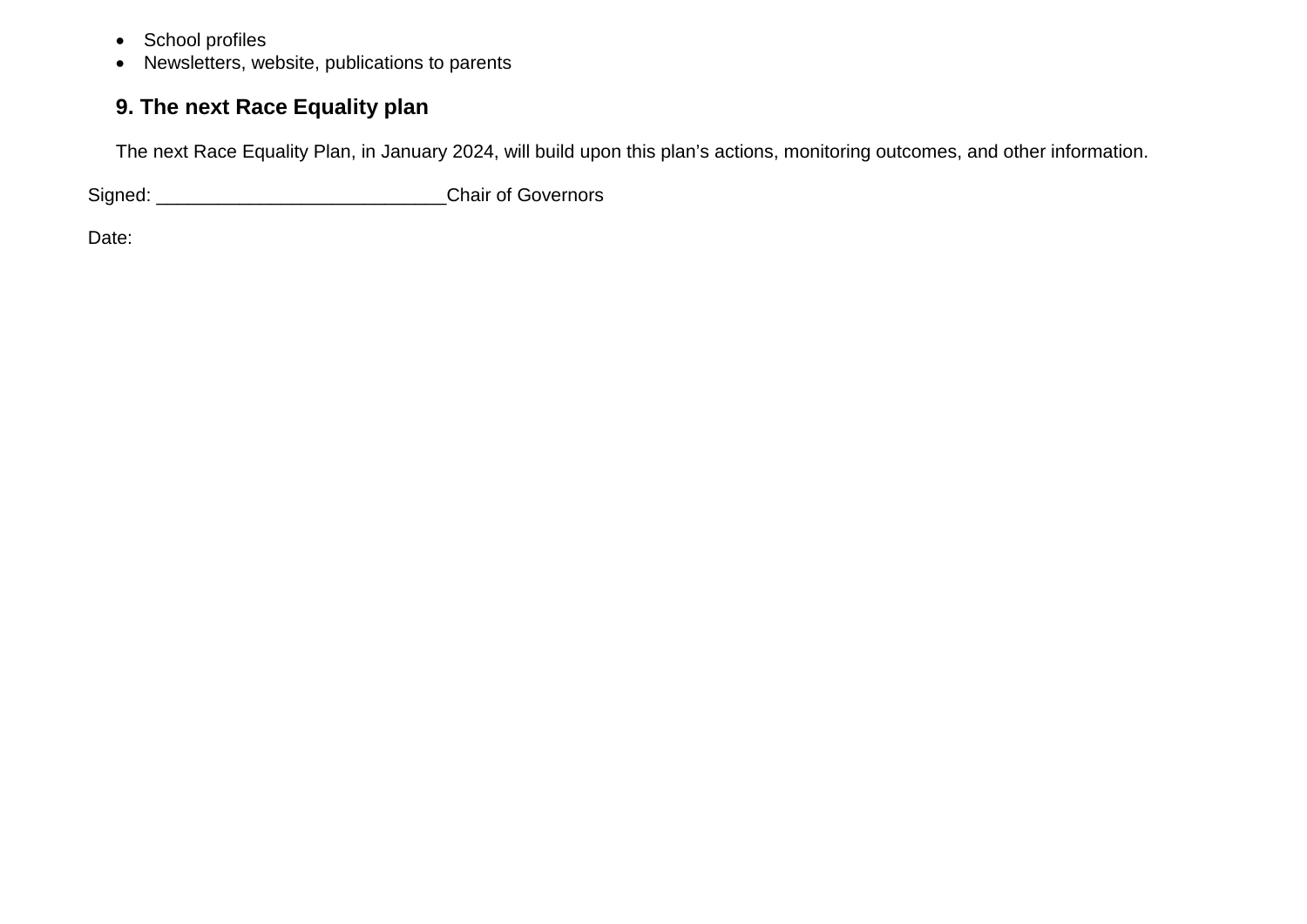- School profiles
- Newsletters, website, publications to parents

## 9. The next Race Equality plan

The next Race Equality Plan, in January 2024, will build upon this plan’s actions, monitoring outcomes, and other information.

Signed: ___________________________Chair of Governors

Date: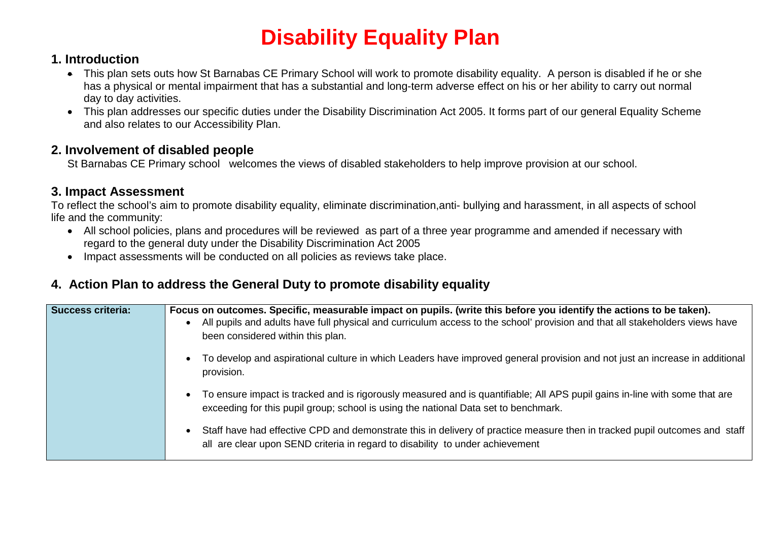# Disability Equality Plan

## 1. Introduction

- This plan sets outs how St Barnabas CE Primary School will work to promote disability equality. A person is disabled if he or she has a physical or mental impairment that has a substantial and long-term adverse effect on his or her ability to carry out normal day to day activities.
- This plan addresses our specific duties under the Disability Discrimination Act 2005. It forms part of our general Equality Scheme and also relates to our Accessibility Plan.

## 2. Involvement of disabled people

St Barnabas CE Primary school welcomes the views of disabled stakeholders to help improve provision at our school.

## 3. Impact Assessment

To reflect the school's aim to promote disability equality, eliminate discrimination,anti- bullying and harassment, in all aspects of school life and the community:

- All school policies, plans and procedures will be reviewed as part of a three year programme and amended if necessary with regard to the general duty under the Disability Discrimination Act 2005
- Impact assessments will be conducted on all policies as reviews take place.

## 4. Action Plan to address the General Duty to promote disability equality

| **Success criteria:** | **Focus on outcomes. Specific, measurable impact on pupils. (write this before you identify the actions to be taken).**<br>• All pupils and adults have full physical and curriculum access to the school' provision and that all stakeholders views have been considered within this plan.<br>• To develop and aspirational culture in which Leaders have improved general provision and not just an increase in additional provision.<br>• To ensure impact is tracked and is rigorously measured and is quantifiable; All APS pupil gains in-line with some that are exceeding for this pupil group; school is using the national Data set to benchmark.<br>• Staff have had effective CPD and demonstrate this in delivery of practice measure then in tracked pupil outcomes and staff all are clear upon SEND criteria in regard to disability to under achievement |
|---|---|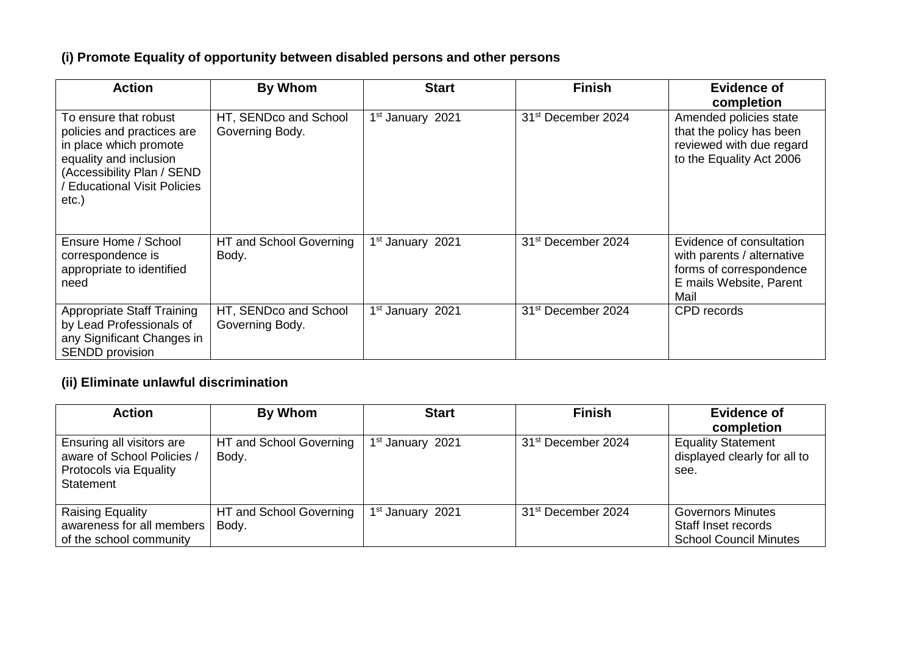### (i) Promote Equality of opportunity between disabled persons and other persons

| Action | By Whom | Start | Finish | Evidence of completion |
|---|---|---|---|---|
| To ensure that robust policies and practices are in place which promote equality and inclusion (Accessibility Plan / SEND / Educational Visit Policies etc.) | HT, SENDco and School Governing Body. | 1st January 2021 | 31st December 2024 | Amended policies state that the policy has been reviewed with due regard to the Equality Act 2006 |
| Ensure Home / School correspondence is appropriate to identified need | HT and School Governing Body. | 1st January 2021 | 31st December 2024 | Evidence of consultation with parents / alternative forms of correspondence E mails Website, Parent Mail |
| Appropriate Staff Training by Lead Professionals of any Significant Changes in SENDD provision | HT, SENDco and School Governing Body. | 1st January 2021 | 31st December 2024 | CPD records |

### (ii) Eliminate unlawful discrimination

| Action | By Whom | Start | Finish | Evidence of completion |
|---|---|---|---|---|
| Ensuring all visitors are aware of School Policies / Protocols via Equality Statement | HT and School Governing Body. | 1st January 2021 | 31st December 2024 | Equality Statement displayed clearly for all to see. |
| Raising Equality awareness for all members of the school community | HT and School Governing Body. | 1st January 2021 | 31st December 2024 | Governors Minutes<br>Staff Inset records<br>School Council Minutes |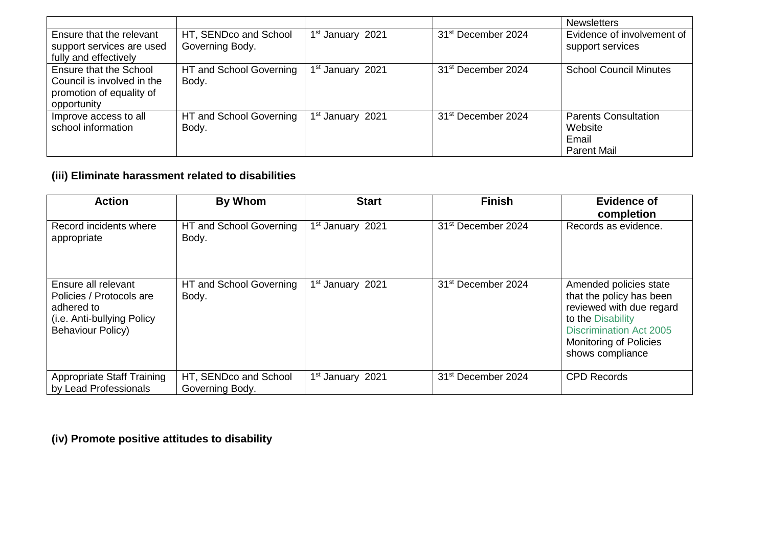| | | | | Newsletters |
|---|---|---|---|---|
| Ensure that the relevant support services are used fully and effectively | HT, SENDco and School Governing Body. | 1st January 2021 | 31st December 2024 | Evidence of involvement of support services |
| Ensure that the School Council is involved in the promotion of equality of opportunity | HT and School Governing Body. | 1st January 2021 | 31st December 2024 | School Council Minutes |
| Improve access to all school information | HT and School Governing Body. | 1st January 2021 | 31st December 2024 | Parents Consultation<br>Website<br>Email<br>Parent Mail |

**(iii) Eliminate harassment related to disabilities**

| Action | By Whom | Start | Finish | Evidence of completion |
|---|---|---|---|---|
| Record incidents where appropriate | HT and School Governing Body. | 1st January 2021 | 31st December 2024 | Records as evidence. |
| Ensure all relevant Policies / Protocols are adhered to (i.e. Anti-bullying Policy Behaviour Policy) | HT and School Governing Body. | 1st January 2021 | 31st December 2024 | Amended policies state that the policy has been reviewed with due regard to the Disability Discrimination Act 2005<br>Monitoring of Policies shows compliance |
| Appropriate Staff Training by Lead Professionals | HT, SENDco and School Governing Body. | 1st January 2021 | 31st December 2024 | CPD Records |

**(iv) Promote positive attitudes to disability**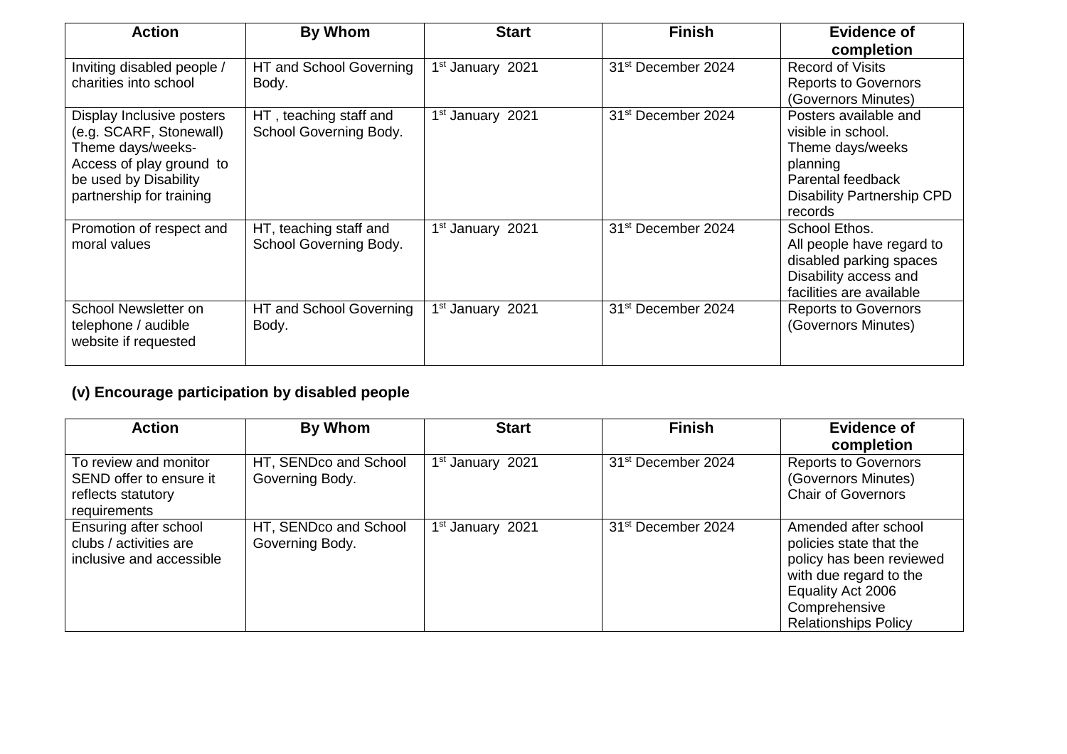| Action | By Whom | Start | Finish | Evidence of completion |
|---|---|---|---|---|
| Inviting disabled people / charities into school | HT and School Governing Body. | 1st January 2021 | 31st December 2024 | Record of Visits<br>Reports to Governors (Governors Minutes) |
| Display Inclusive posters (e.g. SCARF, Stonewall)<br>Theme days/weeks-<br>Access of play ground to be used by Disability partnership for training | HT , teaching staff and School Governing Body. | 1st January 2021 | 31st December 2024 | Posters available and visible in school.<br>Theme days/weeks planning<br>Parental feedback<br>Disability Partnership CPD records |
| Promotion of respect and moral values | HT, teaching staff and School Governing Body. | 1st January 2021 | 31st December 2024 | School Ethos.<br>All people have regard to disabled parking spaces<br>Disability access and facilities are available |
| School Newsletter on telephone / audible website if requested | HT and School Governing Body. | 1st January 2021 | 31st December 2024 | Reports to Governors (Governors Minutes) |

### (v) Encourage participation by disabled people

| Action | By Whom | Start | Finish | Evidence of completion |
|---|---|---|---|---|
| To review and monitor SEND offer to ensure it reflects statutory requirements | HT, SENDco and School Governing Body. | 1st January 2021 | 31st December 2024 | Reports to Governors (Governors Minutes)<br>Chair of Governors |
| Ensuring after school clubs / activities are inclusive and accessible | HT, SENDco and School Governing Body. | 1st January 2021 | 31st December 2024 | Amended after school policies state that the policy has been reviewed with due regard to the Equality Act 2006<br>Comprehensive Relationships Policy |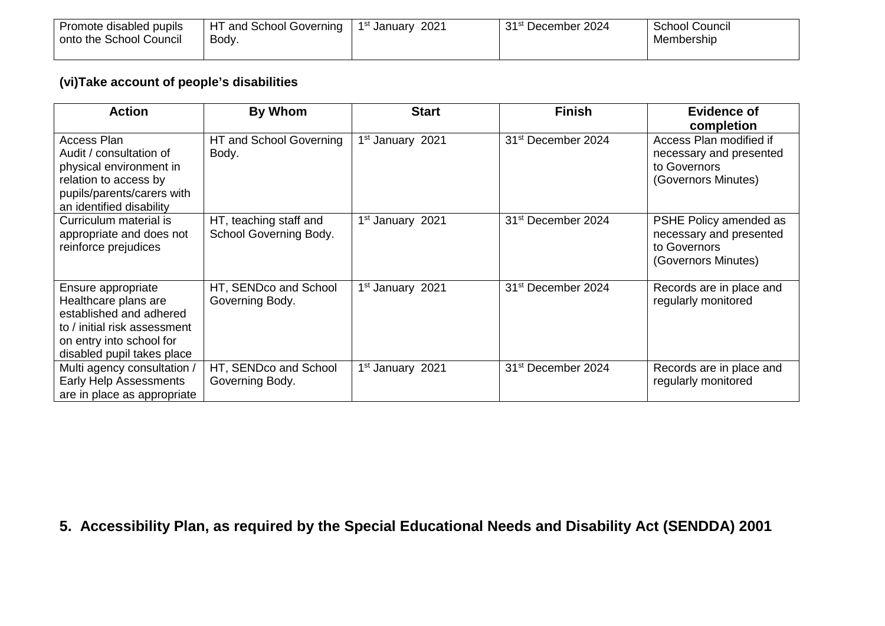| Promote disabled pupils onto the School Council | HT and School Governing Body. | 1st January 2021 | 31st December 2024 | School Council Membership |
|---|---|---|---|---|

**(vi)Take account of people's disabilities**

| Action | By Whom | Start | Finish | Evidence of completion |
|---|---|---|---|---|
| Access Plan Audit / consultation of physical environment in relation to access by pupils/parents/carers with an identified disability | HT and School Governing Body. | 1st January 2021 | 31st December 2024 | Access Plan modified if necessary and presented to Governors (Governors Minutes) |
| Curriculum material is appropriate and does not reinforce prejudices | HT, teaching staff and School Governing Body. | 1st January 2021 | 31st December 2024 | PSHE Policy amended as necessary and presented to Governors (Governors Minutes) |
| Ensure appropriate Healthcare plans are established and adhered to / initial risk assessment on entry into school for disabled pupil takes place | HT, SENDco and School Governing Body. | 1st January 2021 | 31st December 2024 | Records are in place and regularly monitored |
| Multi agency consultation / Early Help Assessments are in place as appropriate | HT, SENDco and School Governing Body. | 1st January 2021 | 31st December 2024 | Records are in place and regularly monitored |

## 5. Accessibility Plan, as required by the Special Educational Needs and Disability Act (SENDDA) 2001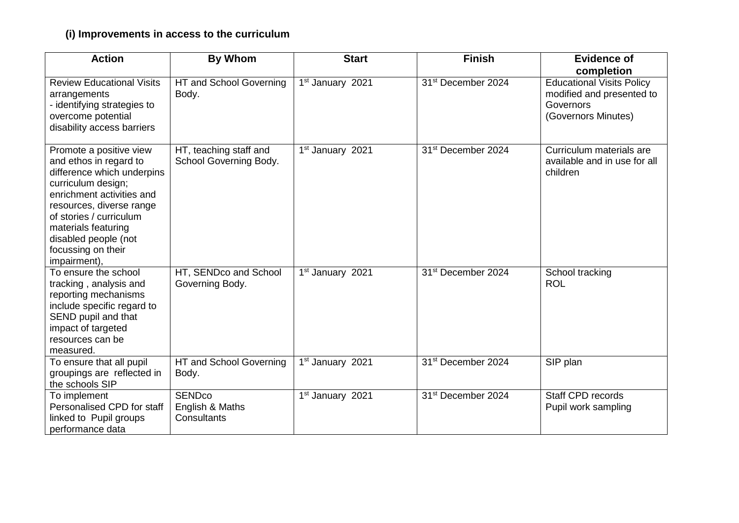### (i) Improvements in access to the curriculum

| Action | By Whom | Start | Finish | Evidence of completion |
|---|---|---|---|---|
| Review Educational Visits arrangements<br>- identifying strategies to overcome potential disability access barriers | HT and School Governing Body. | 1st January 2021 | 31st December 2024 | Educational Visits Policy modified and presented to Governors<br>(Governors Minutes) |
| Promote a positive view and ethos in regard to difference which underpins curriculum design; enrichment activities and resources, diverse range of stories / curriculum materials featuring disabled people (not focussing on their impairment), | HT, teaching staff and School Governing Body. | 1st January 2021 | 31st December 2024 | Curriculum materials are available and in use for all children |
| To ensure the school tracking , analysis and reporting mechanisms include specific regard to SEND pupil and that impact of targeted resources can be measured. | HT, SENDco and School Governing Body. | 1st January 2021 | 31st December 2024 | School tracking<br>ROL |
| To ensure that all pupil groupings are reflected in the schools SIP | HT and School Governing Body. | 1st January 2021 | 31st December 2024 | SIP plan |
| To implement Personalised CPD for staff linked to Pupil groups performance data | SENDco<br>English & Maths Consultants | 1st January 2021 | 31st December 2024 | Staff CPD records<br>Pupil work sampling |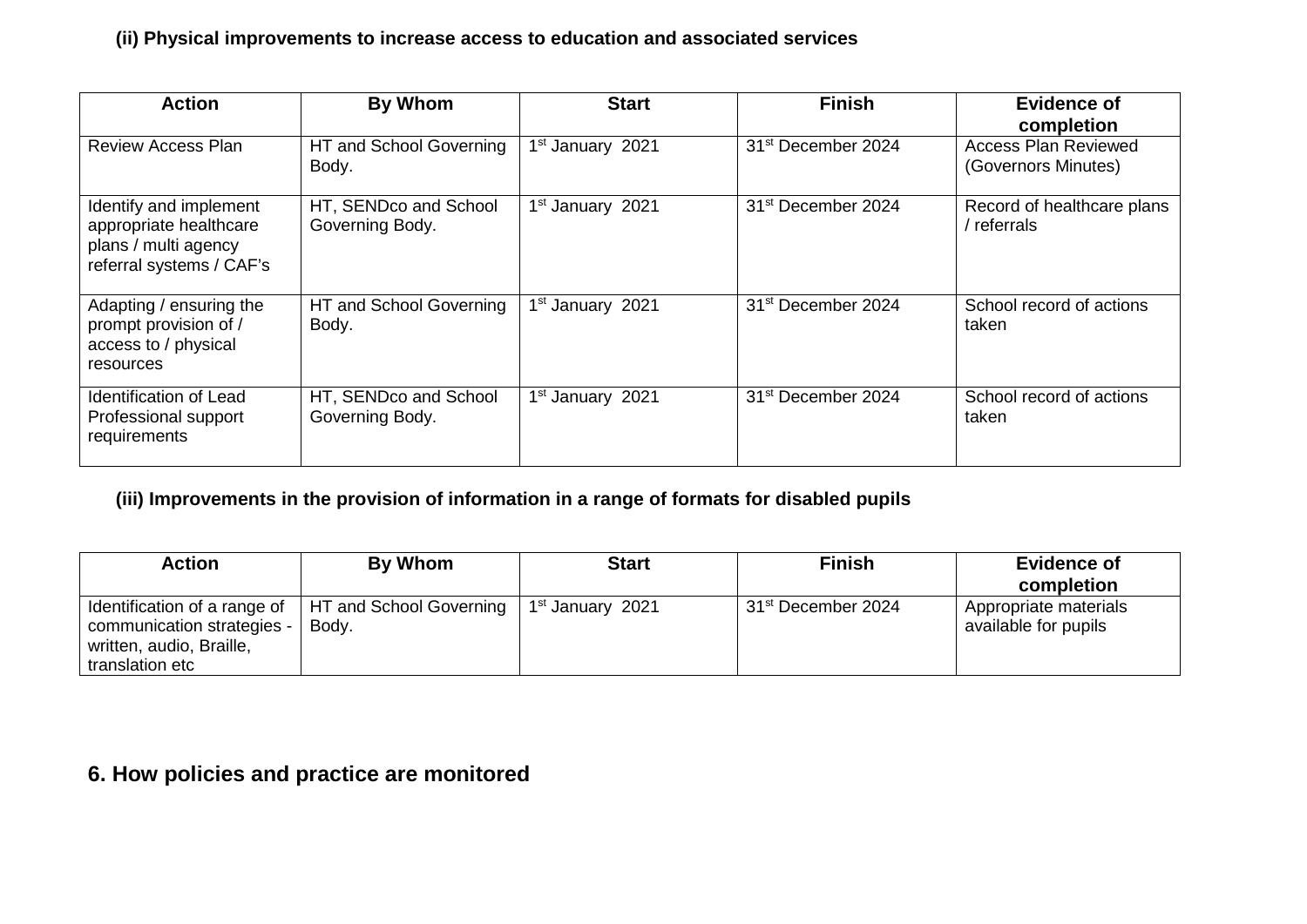**(ii) Physical improvements to increase access to education and associated services**

| Action | By Whom | Start | Finish | Evidence of completion |
|---|---|---|---|---|
| Review Access Plan | HT and School Governing Body. | 1st January 2021 | 31st December 2024 | Access Plan Reviewed (Governors Minutes) |
| Identify and implement appropriate healthcare plans / multi agency referral systems / CAF's | HT, SENDco and School Governing Body. | 1st January 2021 | 31st December 2024 | Record of healthcare plans / referrals |
| Adapting / ensuring the prompt provision of / access to / physical resources | HT and School Governing Body. | 1st January 2021 | 31st December 2024 | School record of actions taken |
| Identification of Lead Professional support requirements | HT, SENDco and School Governing Body. | 1st January 2021 | 31st December 2024 | School record of actions taken |

**(iii) Improvements in the provision of information in a range of formats for disabled pupils**

| Action | By Whom | Start | Finish | Evidence of completion |
|---|---|---|---|---|
| Identification of a range of communication strategies - written, audio, Braille, translation etc | HT and School Governing Body. | 1st January 2021 | 31st December 2024 | Appropriate materials available for pupils |

## 6. How policies and practice are monitored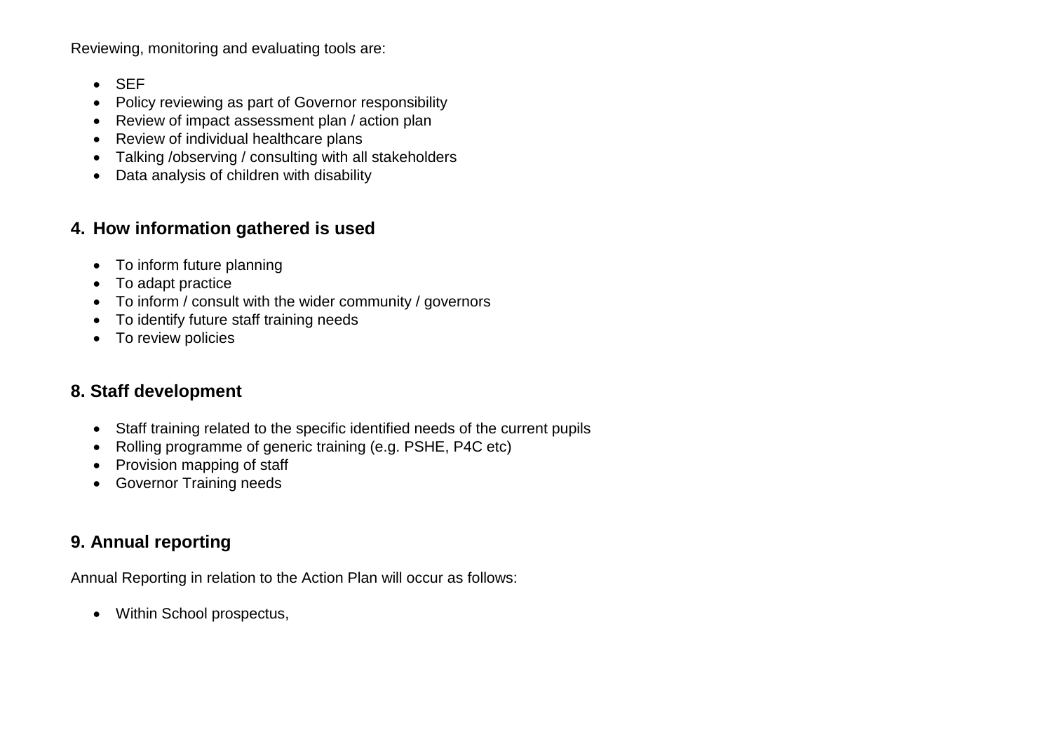Reviewing, monitoring and evaluating tools are:

- SEF
- Policy reviewing as part of Governor responsibility
- Review of impact assessment plan / action plan
- Review of individual healthcare plans
- Talking /observing / consulting with all stakeholders
- Data analysis of children with disability

## 4. How information gathered is used

- To inform future planning
- To adapt practice
- To inform / consult with the wider community / governors
- To identify future staff training needs
- To review policies

## 8. Staff development

- Staff training related to the specific identified needs of the current pupils
- Rolling programme of generic training (e.g. PSHE, P4C etc)
- Provision mapping of staff
- Governor Training needs

## 9. Annual reporting

Annual Reporting in relation to the Action Plan will occur as follows:

- Within School prospectus,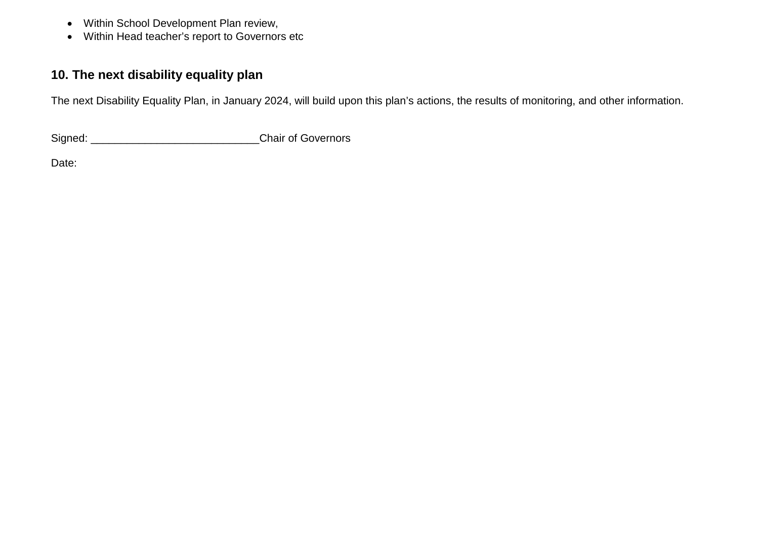- Within School Development Plan review,
- Within Head teacher’s report to Governors etc

## 10. The next disability equality plan

The next Disability Equality Plan, in January 2024, will build upon this plan’s actions, the results of monitoring, and other information.

Signed: ___________________________Chair of Governors

Date: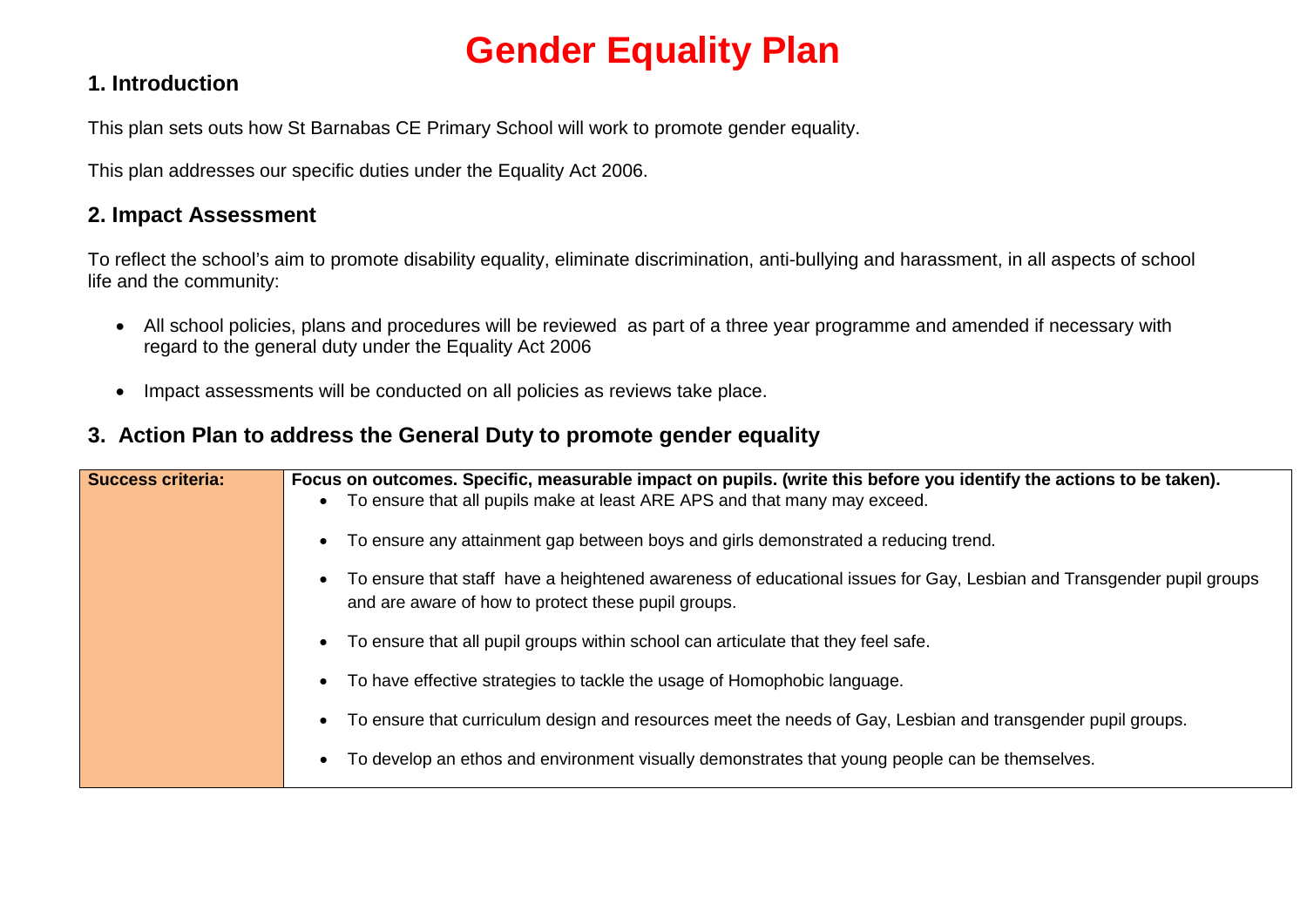# Gender Equality Plan

## 1. Introduction

This plan sets outs how St Barnabas CE Primary School will work to promote gender equality.

This plan addresses our specific duties under the Equality Act 2006.

## 2. Impact Assessment

To reflect the school's aim to promote disability equality, eliminate discrimination, anti-bullying and harassment, in all aspects of school life and the community:

- All school policies, plans and procedures will be reviewed as part of a three year programme and amended if necessary with regard to the general duty under the Equality Act 2006
- Impact assessments will be conducted on all policies as reviews take place.

## 3. Action Plan to address the General Duty to promote gender equality

| **Success criteria:** | **Focus on outcomes. Specific, measurable impact on pupils. (write this before you identify the actions to be taken).**<br>• To ensure that all pupils make at least ARE APS and that many may exceed.<br>• To ensure any attainment gap between boys and girls demonstrated a reducing trend.<br>• To ensure that staff have a heightened awareness of educational issues for Gay, Lesbian and Transgender pupil groups and are aware of how to protect these pupil groups.<br>• To ensure that all pupil groups within school can articulate that they feel safe.<br>• To have effective strategies to tackle the usage of Homophobic language.<br>• To ensure that curriculum design and resources meet the needs of Gay, Lesbian and transgender pupil groups.<br>• To develop an ethos and environment visually demonstrates that young people can be themselves. |
|---|---|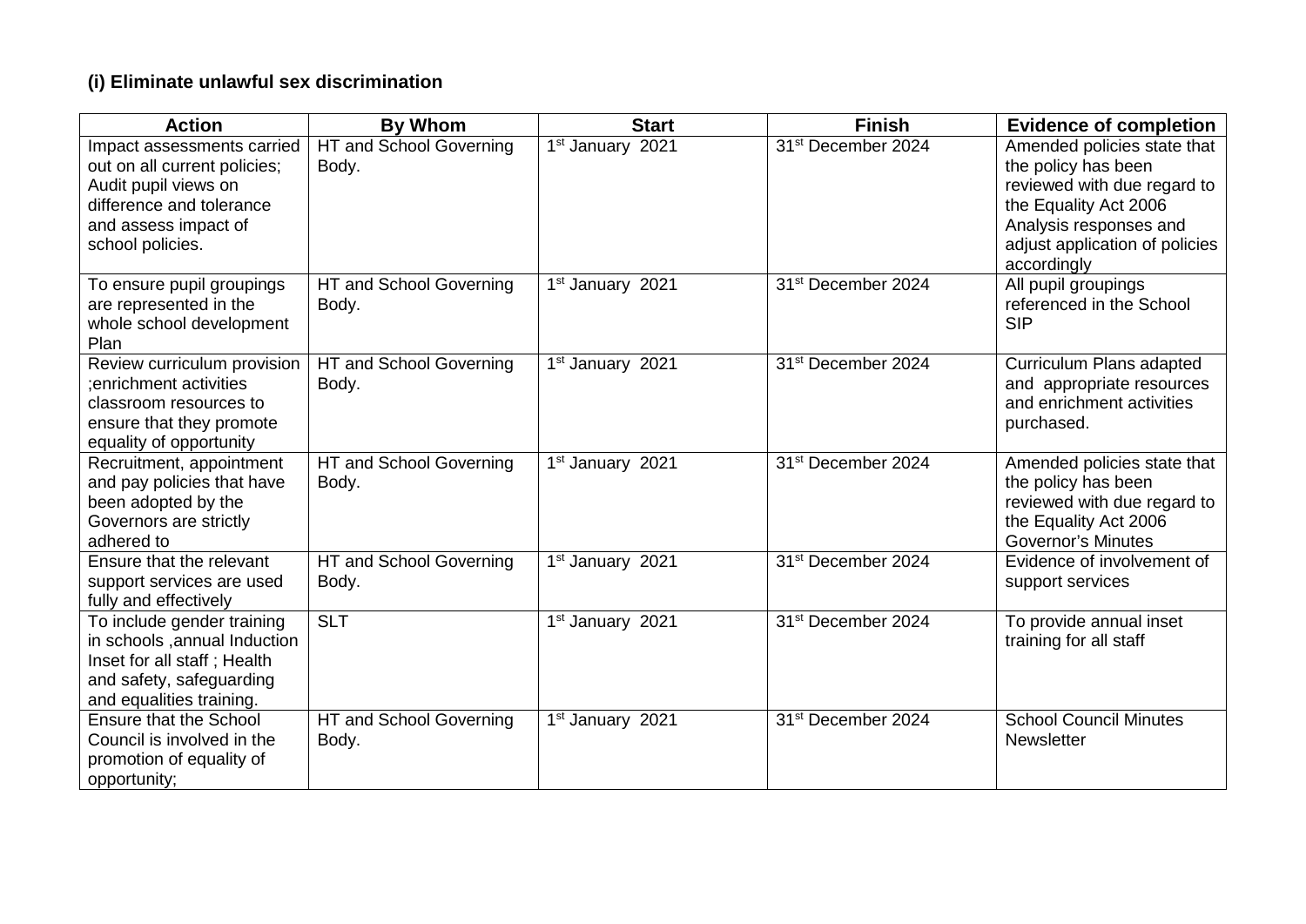### (i) Eliminate unlawful sex discrimination

| Action | By Whom | Start | Finish | Evidence of completion |
|---|---|---|---|---|
| Impact assessments carried out on all current policies; Audit pupil views on difference and tolerance and assess impact of school policies. | HT and School Governing Body. | 1st January 2021 | 31st December 2024 | Amended policies state that the policy has been reviewed with due regard to the Equality Act 2006 Analysis responses and adjust application of policies accordingly |
| To ensure pupil groupings are represented in the whole school development Plan | HT and School Governing Body. | 1st January 2021 | 31st December 2024 | All pupil groupings referenced in the School SIP |
| Review curriculum provision ;enrichment activities classroom resources to ensure that they promote equality of opportunity | HT and School Governing Body. | 1st January 2021 | 31st December 2024 | Curriculum Plans adapted and appropriate resources and enrichment activities purchased. |
| Recruitment, appointment and pay policies that have been adopted by the Governors are strictly adhered to | HT and School Governing Body. | 1st January 2021 | 31st December 2024 | Amended policies state that the policy has been reviewed with due regard to the Equality Act 2006 Governor's Minutes |
| Ensure that the relevant support services are used fully and effectively | HT and School Governing Body. | 1st January 2021 | 31st December 2024 | Evidence of involvement of support services |
| To include gender training in schools ,annual Induction Inset for all staff ; Health and safety, safeguarding and equalities training. | SLT | 1st January 2021 | 31st December 2024 | To provide annual inset training for all staff |
| Ensure that the School Council is involved in the promotion of equality of opportunity; | HT and School Governing Body. | 1st January 2021 | 31st December 2024 | School Council Minutes Newsletter |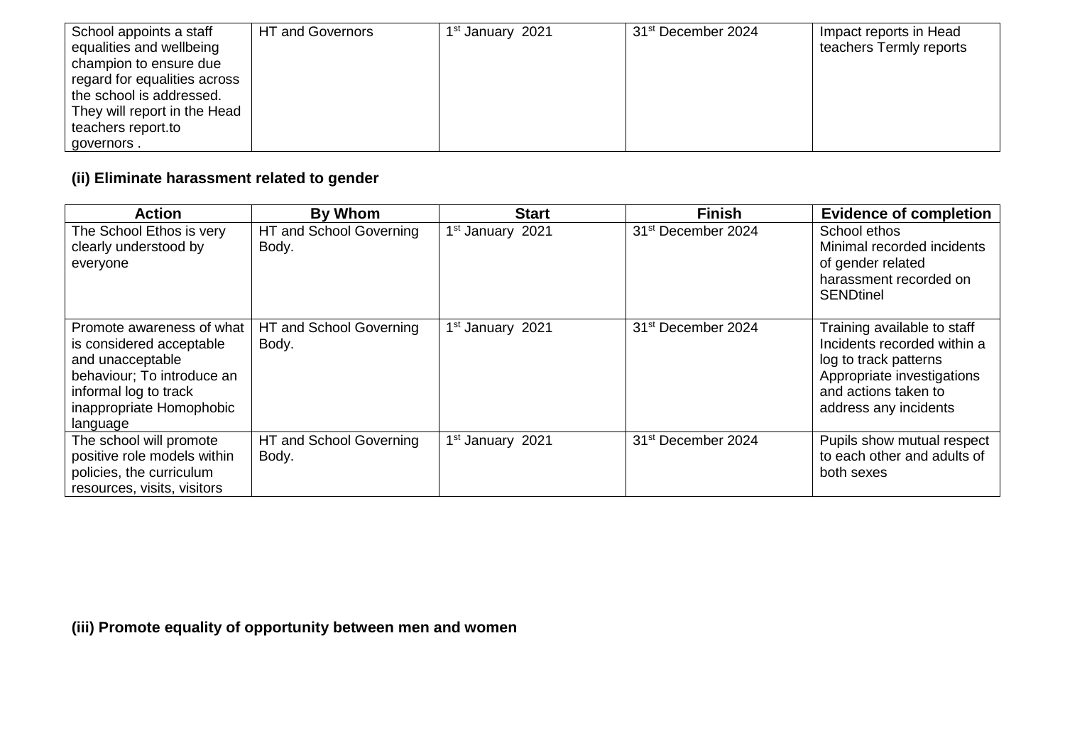| | | | | |
|---|---|---|---|---|
| School appoints a staff equalities and wellbeing champion to ensure due regard for equalities across the school is addressed. They will report in the Head teachers report.to governors . | HT and Governors | 1st January 2021 | 31st December 2024 | Impact reports in Head teachers Termly reports |

**(ii) Eliminate harassment related to gender**

| Action | By Whom | Start | Finish | Evidence of completion |
|---|---|---|---|---|
| The School Ethos is very clearly understood by everyone | HT and School Governing Body. | 1st January 2021 | 31st December 2024 | School ethos<br>Minimal recorded incidents of gender related harassment recorded on SENDtinel |
| Promote awareness of what is considered acceptable and unacceptable behaviour; To introduce an informal log to track inappropriate Homophobic language | HT and School Governing Body. | 1st January 2021 | 31st December 2024 | Training available to staff<br>Incidents recorded within a log to track patterns<br>Appropriate investigations and actions taken to address any incidents |
| The school will promote positive role models within policies, the curriculum resources, visits, visitors | HT and School Governing Body. | 1st January 2021 | 31st December 2024 | Pupils show mutual respect to each other and adults of both sexes |

**(iii) Promote equality of opportunity between men and women**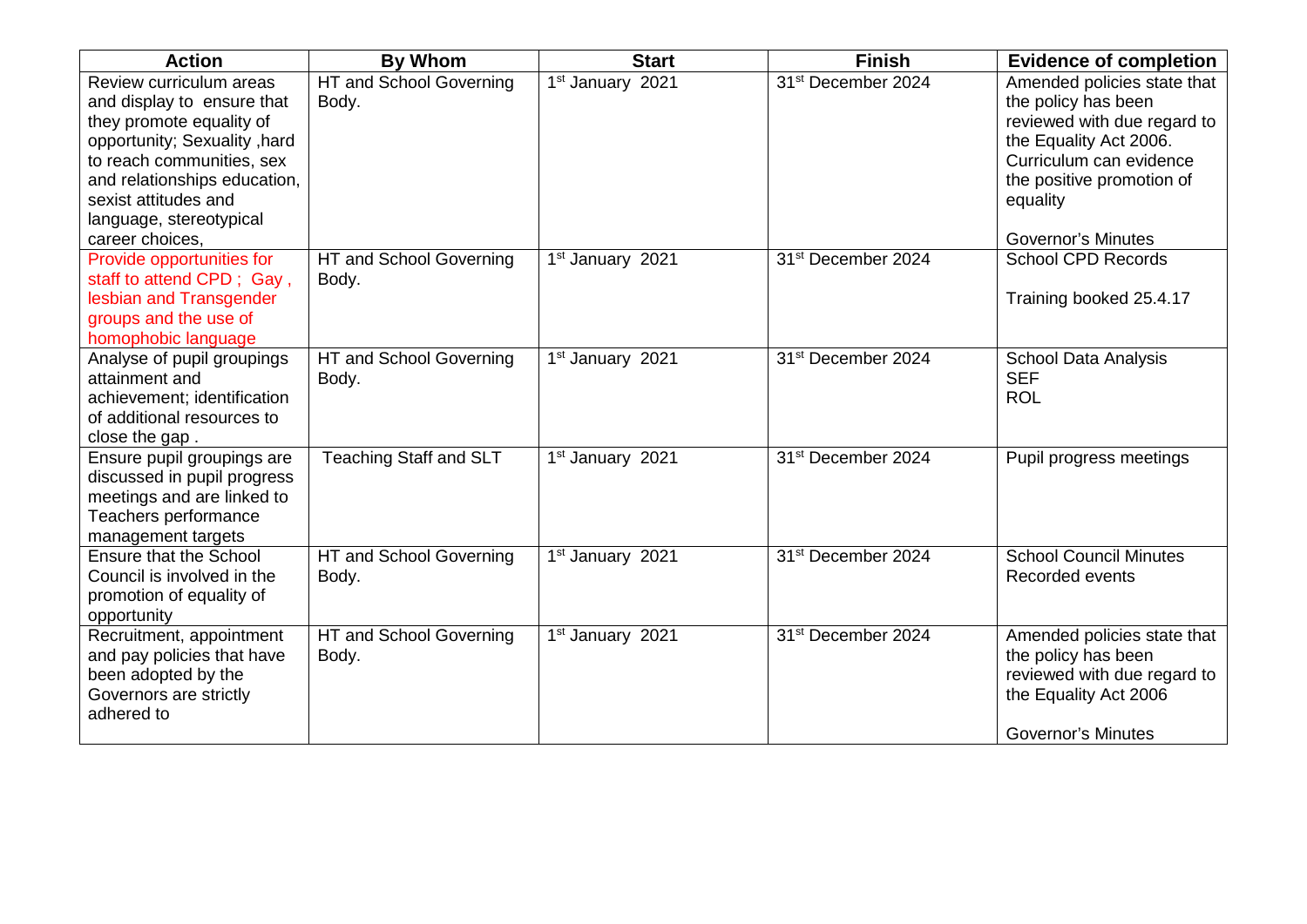| Action | By Whom | Start | Finish | Evidence of completion |
| --- | --- | --- | --- | --- |
| Review curriculum areas and display to ensure that they promote equality of opportunity; Sexuality ,hard to reach communities, sex and relationships education, sexist attitudes and language, stereotypical career choices, | HT and School Governing Body. | 1st January 2021 | 31st December 2024 | Amended policies state that the policy has been reviewed with due regard to the Equality Act 2006. Curriculum can evidence the positive promotion of equality<br><br>Governor's Minutes |
| Provide opportunities for staff to attend CPD ; Gay , lesbian and Transgender groups and the use of homophobic language | HT and School Governing Body. | 1st January 2021 | 31st December 2024 | School CPD Records<br><br>Training booked 25.4.17 |
| Analyse of pupil groupings attainment and achievement; identification of additional resources to close the gap . | HT and School Governing Body. | 1st January 2021 | 31st December 2024 | School Data Analysis<br>SEF<br>ROL |
| Ensure pupil groupings are discussed in pupil progress meetings and are linked to Teachers performance management targets | Teaching Staff and SLT | 1st January 2021 | 31st December 2024 | Pupil progress meetings |
| Ensure that the School Council is involved in the promotion of equality of opportunity | HT and School Governing Body. | 1st January 2021 | 31st December 2024 | School Council Minutes<br>Recorded events |
| Recruitment, appointment and pay policies that have been adopted by the Governors are strictly adhered to | HT and School Governing Body. | 1st January 2021 | 31st December 2024 | Amended policies state that the policy has been reviewed with due regard to the Equality Act 2006<br><br>Governor's Minutes |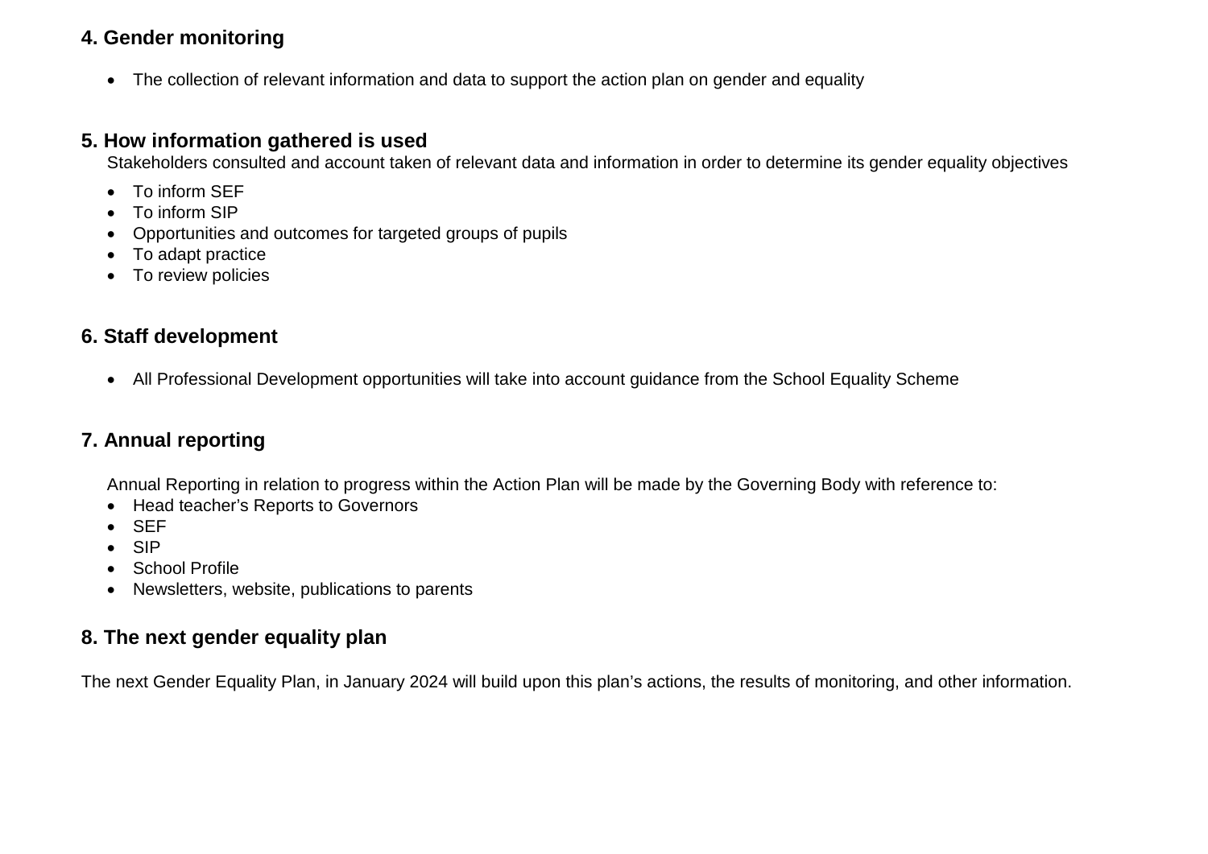## 4. Gender monitoring

- The collection of relevant information and data to support the action plan on gender and equality

## 5. How information gathered is used

Stakeholders consulted and account taken of relevant data and information in order to determine its gender equality objectives

- To inform SEF
- To inform SIP
- Opportunities and outcomes for targeted groups of pupils
- To adapt practice
- To review policies

## 6. Staff development

- All Professional Development opportunities will take into account guidance from the School Equality Scheme

## 7. Annual reporting

Annual Reporting in relation to progress within the Action Plan will be made by the Governing Body with reference to:

- Head teacher's Reports to Governors
- SEF
- SIP
- School Profile
- Newsletters, website, publications to parents

## 8. The next gender equality plan

The next Gender Equality Plan, in January 2024 will build upon this plan's actions, the results of monitoring, and other information.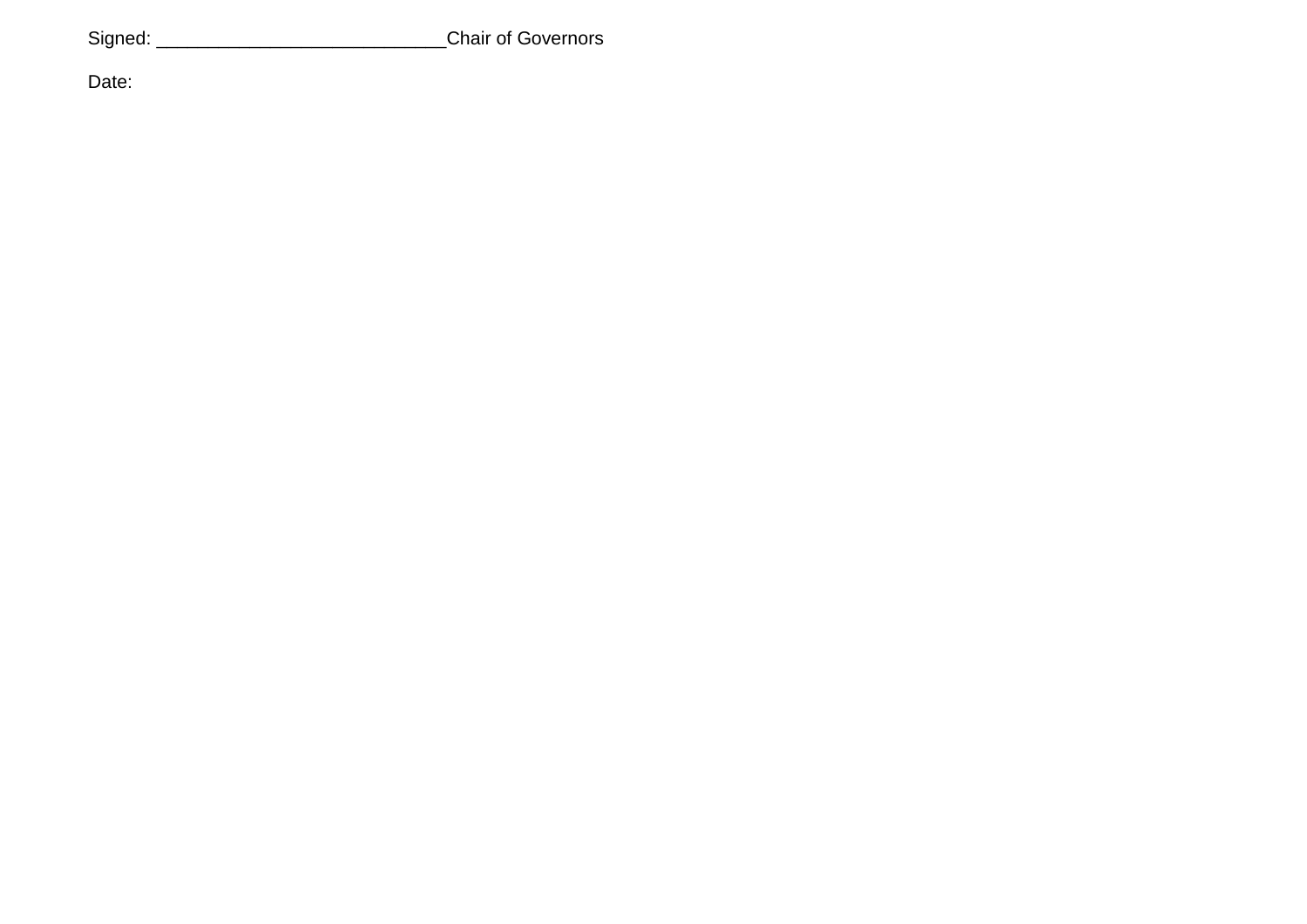Signed: ___________________________Chair of Governors

Date: